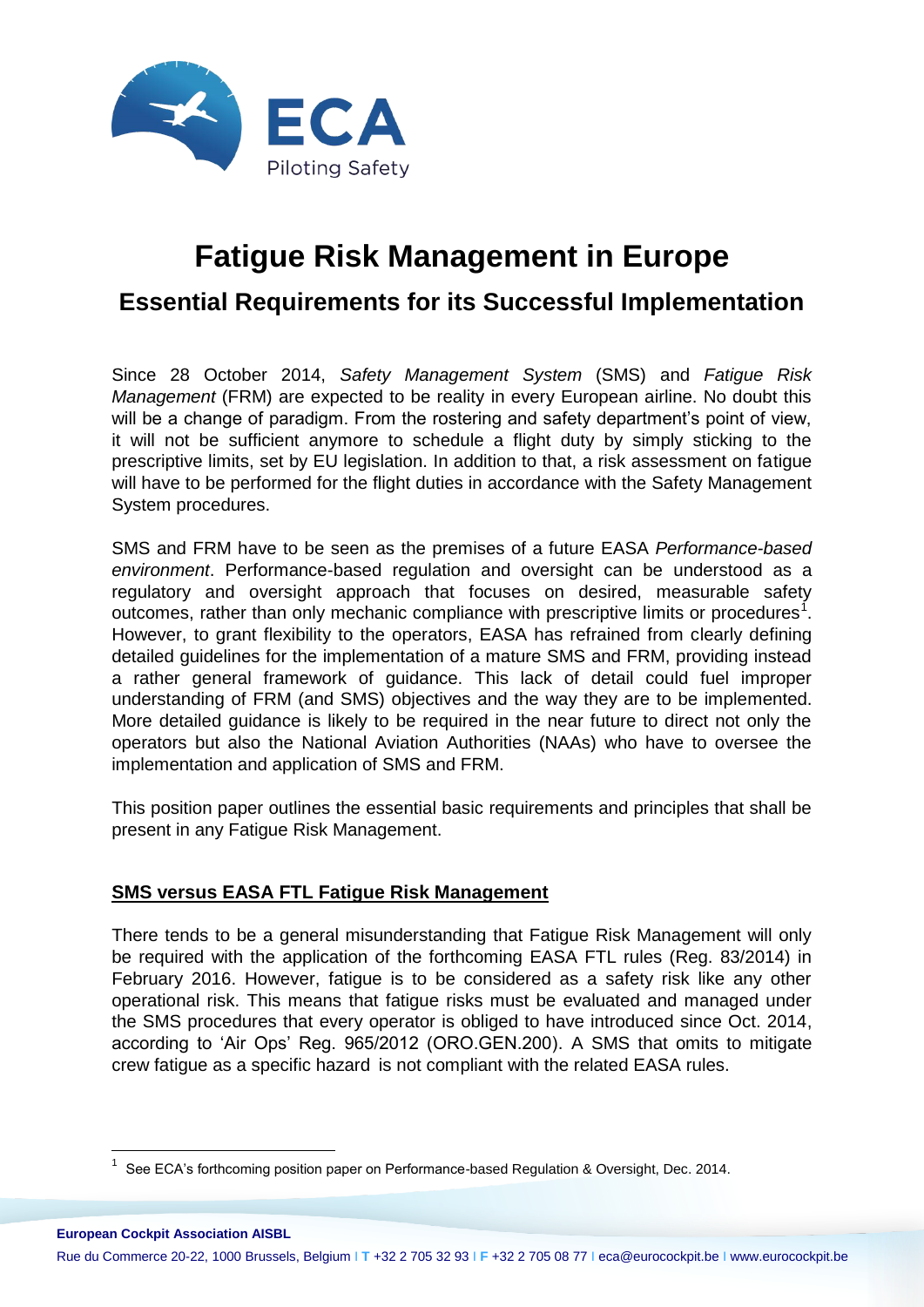# Fatigue Risk Management in Europe

## Essential Requirements for its Successful Implementation

Since 28 October 2014, *Safety Management System* (SMS) and *Fatigue Risk Management* (FRM) are expected to be reality in every European airline. No doubt this will be a change of paradigm. From the rostering and safety department's point of view, it will not be sufficient anymore to schedule a flight duty by simply sticking to the prescriptive limits, set by EU legislation. In addition to that, a risk assessment on fatigue will have to be performed for the flight duties in accordance with the Safety Management System procedures.

SMS and FRM have to be seen as the premises of a future EASA *Performance-based environment*. Performance-based regulation and oversight can be understood as a regulatory and oversight approach that focuses on desired, measurable safety outcomes, rather than only mechanic compliance with prescriptive limits or procedures[1]. However, to grant flexibility to the operators, EASA has refrained from clearly defining detailed guidelines for the implementation of a mature SMS and FRM, providing instead a rather general framework of guidance. This lack of detail could fuel improper understanding of FRM (and SMS) objectives and the way they are to be implemented. More detailed guidance is likely to be required in the near future to direct not only the operators but also the National Aviation Authorities (NAAs) who have to oversee the implementation and application of SMS and FRM.

This position paper outlines the essential basic requirements and principles that shall be present in any Fatigue Risk Management.

### SMS versus EASA FTL Fatigue Risk Management

There tends to be a general misunderstanding that Fatigue Risk Management will only be required with the application of the forthcoming EASA FTL rules (Reg. 83/2014) in February 2016. However, fatigue is to be considered as a safety risk like any other operational risk. This means that fatigue risks must be evaluated and managed under the SMS procedures that every operator is obliged to have introduced since Oct. 2014, according to 'Air Ops' Reg. 965/2012 (ORO.GEN.200). A SMS that omits to mitigate crew fatigue as a specific hazard is not compliant with the related EASA rules.

[1] See ECA's forthcoming position paper on Performance-based Regulation & Oversight, Dec. 2014.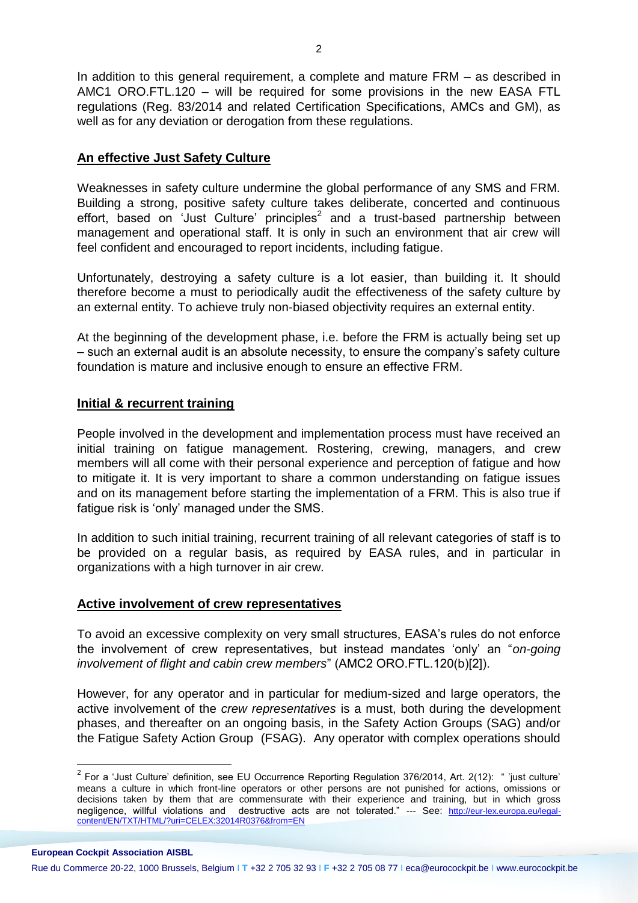In addition to this general requirement, a complete and mature FRM – as described in AMC1 ORO.FTL.120 – will be required for some provisions in the new EASA FTL regulations (Reg. 83/2014 and related Certification Specifications, AMCs and GM), as well as for any deviation or derogation from these regulations.

## An effective Just Safety Culture

Weaknesses in safety culture undermine the global performance of any SMS and FRM. Building a strong, positive safety culture takes deliberate, concerted and continuous effort, based on 'Just Culture' principles[2] and a trust-based partnership between management and operational staff. It is only in such an environment that air crew will feel confident and encouraged to report incidents, including fatigue.

Unfortunately, destroying a safety culture is a lot easier, than building it. It should therefore become a must to periodically audit the effectiveness of the safety culture by an external entity. To achieve truly non-biased objectivity requires an external entity.

At the beginning of the development phase, i.e. before the FRM is actually being set up – such an external audit is an absolute necessity, to ensure the company's safety culture foundation is mature and inclusive enough to ensure an effective FRM.

## Initial & recurrent training

People involved in the development and implementation process must have received an initial training on fatigue management. Rostering, crewing, managers, and crew members will all come with their personal experience and perception of fatigue and how to mitigate it. It is very important to share a common understanding on fatigue issues and on its management before starting the implementation of a FRM. This is also true if fatigue risk is 'only' managed under the SMS.

In addition to such initial training, recurrent training of all relevant categories of staff is to be provided on a regular basis, as required by EASA rules, and in particular in organizations with a high turnover in air crew.

## Active involvement of crew representatives

To avoid an excessive complexity on very small structures, EASA's rules do not enforce the involvement of crew representatives, but instead mandates 'only' an "*on-going involvement of flight and cabin crew members*" (AMC2 ORO.FTL.120(b)[2]).

However, for any operator and in particular for medium-sized and large operators, the active involvement of the *crew representatives* is a must, both during the development phases, and thereafter on an ongoing basis, in the Safety Action Groups (SAG) and/or the Fatigue Safety Action Group (FSAG). Any operator with complex operations should

[2] For a 'Just Culture' definition, see EU Occurrence Reporting Regulation 376/2014, Art. 2(12): " 'just culture' means a culture in which front-line operators or other persons are not punished for actions, omissions or decisions taken by them that are commensurate with their experience and training, but in which gross negligence, willful violations and destructive acts are not tolerated." --- See: http://eur-lex.europa.eu/legal-content/EN/TXT/HTML/?uri=CELEX:32014R0376&from=EN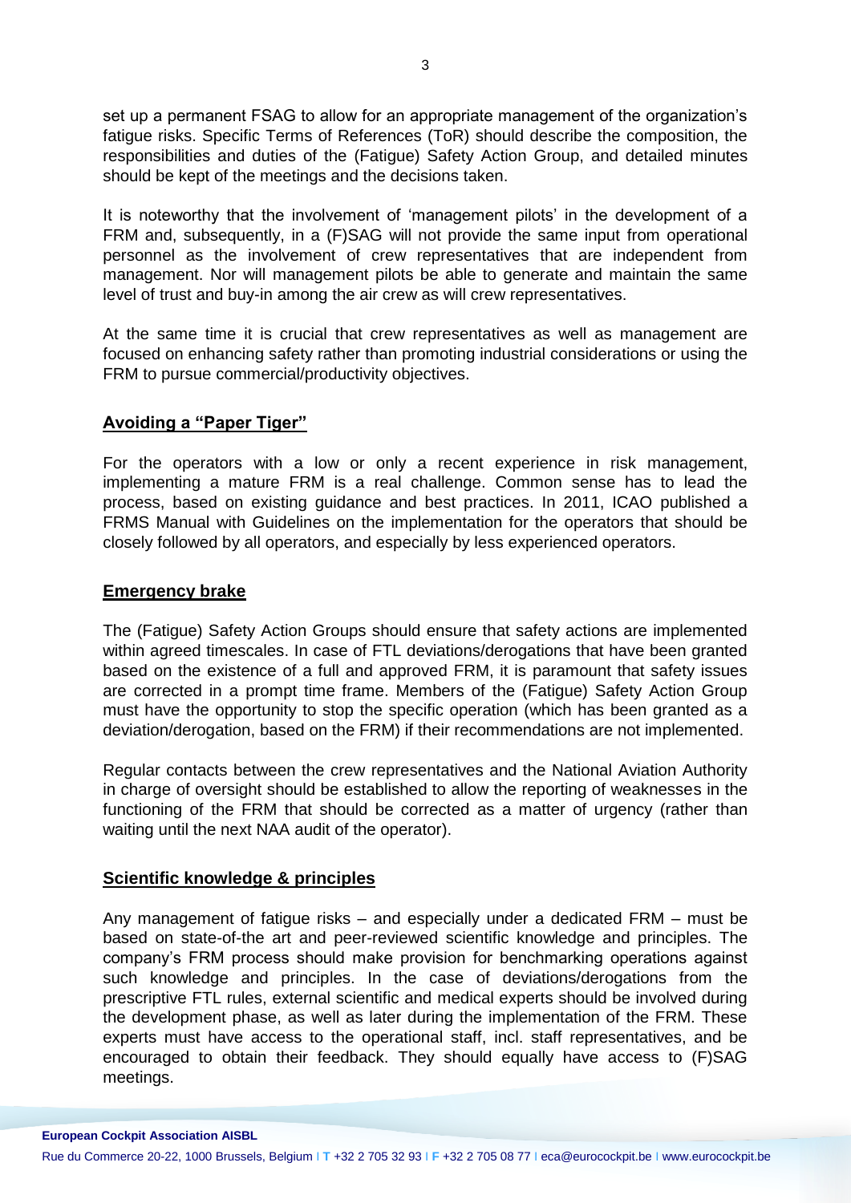set up a permanent FSAG to allow for an appropriate management of the organization's fatigue risks. Specific Terms of References (ToR) should describe the composition, the responsibilities and duties of the (Fatigue) Safety Action Group, and detailed minutes should be kept of the meetings and the decisions taken.

It is noteworthy that the involvement of 'management pilots' in the development of a FRM and, subsequently, in a (F)SAG will not provide the same input from operational personnel as the involvement of crew representatives that are independent from management. Nor will management pilots be able to generate and maintain the same level of trust and buy-in among the air crew as will crew representatives.

At the same time it is crucial that crew representatives as well as management are focused on enhancing safety rather than promoting industrial considerations or using the FRM to pursue commercial/productivity objectives.

## Avoiding a "Paper Tiger"

For the operators with a low or only a recent experience in risk management, implementing a mature FRM is a real challenge. Common sense has to lead the process, based on existing guidance and best practices. In 2011, ICAO published a FRMS Manual with Guidelines on the implementation for the operators that should be closely followed by all operators, and especially by less experienced operators.

## Emergency brake

The (Fatigue) Safety Action Groups should ensure that safety actions are implemented within agreed timescales. In case of FTL deviations/derogations that have been granted based on the existence of a full and approved FRM, it is paramount that safety issues are corrected in a prompt time frame. Members of the (Fatigue) Safety Action Group must have the opportunity to stop the specific operation (which has been granted as a deviation/derogation, based on the FRM) if their recommendations are not implemented.

Regular contacts between the crew representatives and the National Aviation Authority in charge of oversight should be established to allow the reporting of weaknesses in the functioning of the FRM that should be corrected as a matter of urgency (rather than waiting until the next NAA audit of the operator).

## Scientific knowledge & principles

Any management of fatigue risks – and especially under a dedicated FRM – must be based on state-of-the art and peer-reviewed scientific knowledge and principles. The company's FRM process should make provision for benchmarking operations against such knowledge and principles. In the case of deviations/derogations from the prescriptive FTL rules, external scientific and medical experts should be involved during the development phase, as well as later during the implementation of the FRM. These experts must have access to the operational staff, incl. staff representatives, and be encouraged to obtain their feedback. They should equally have access to (F)SAG meetings.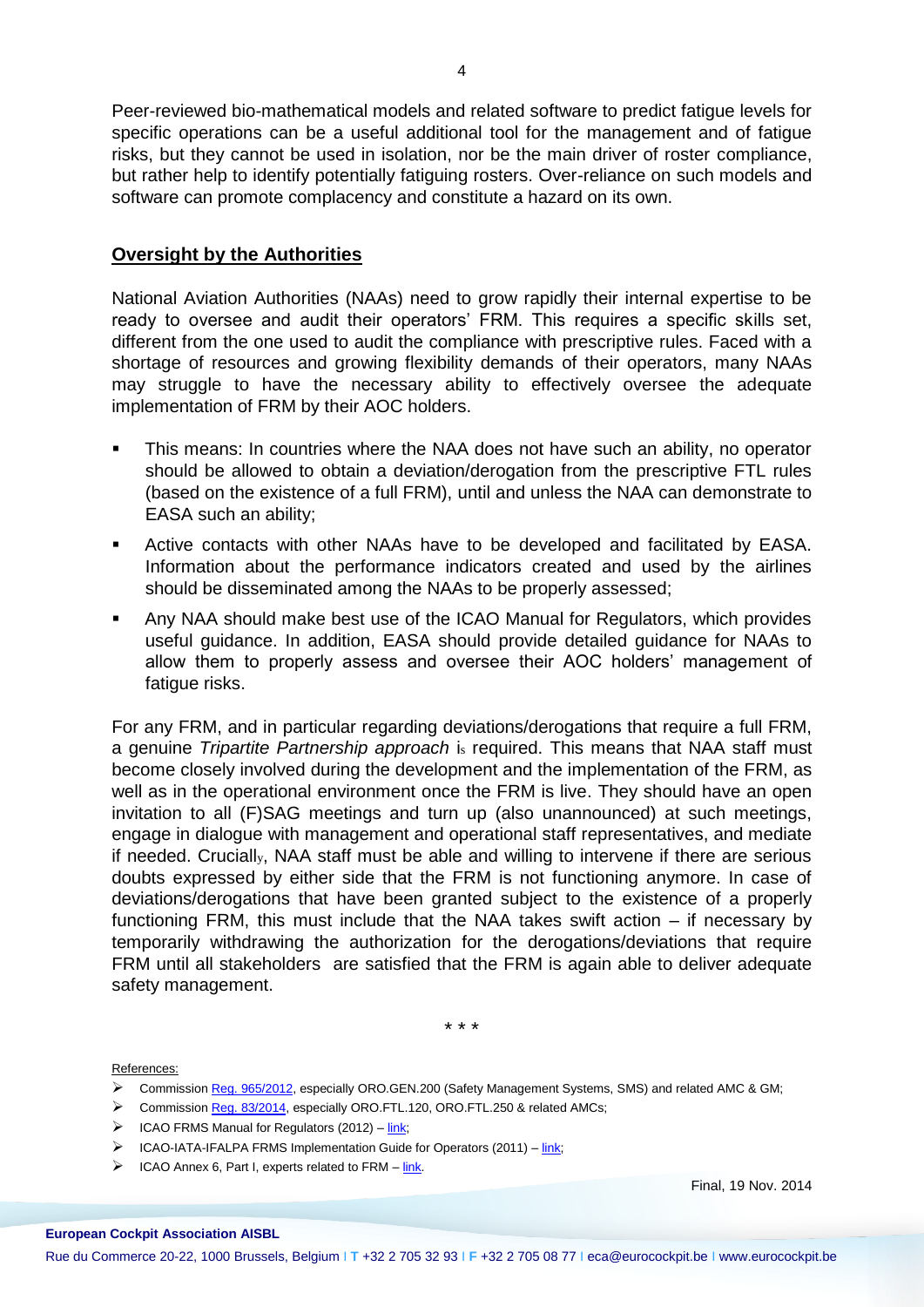Peer-reviewed bio-mathematical models and related software to predict fatigue levels for specific operations can be a useful additional tool for the management and of fatigue risks, but they cannot be used in isolation, nor be the main driver of roster compliance, but rather help to identify potentially fatiguing rosters. Over-reliance on such models and software can promote complacency and constitute a hazard on its own.

## Oversight by the Authorities

National Aviation Authorities (NAAs) need to grow rapidly their internal expertise to be ready to oversee and audit their operators' FRM. This requires a specific skills set, different from the one used to audit the compliance with prescriptive rules. Faced with a shortage of resources and growing flexibility demands of their operators, many NAAs may struggle to have the necessary ability to effectively oversee the adequate implementation of FRM by their AOC holders.

- This means: In countries where the NAA does not have such an ability, no operator should be allowed to obtain a deviation/derogation from the prescriptive FTL rules (based on the existence of a full FRM), until and unless the NAA can demonstrate to EASA such an ability;
- Active contacts with other NAAs have to be developed and facilitated by EASA. Information about the performance indicators created and used by the airlines should be disseminated among the NAAs to be properly assessed;
- Any NAA should make best use of the ICAO Manual for Regulators, which provides useful guidance. In addition, EASA should provide detailed guidance for NAAs to allow them to properly assess and oversee their AOC holders' management of fatigue risks.

For any FRM, and in particular regarding deviations/derogations that require a full FRM, a genuine *Tripartite Partnership approach* is required. This means that NAA staff must become closely involved during the development and the implementation of the FRM, as well as in the operational environment once the FRM is live. They should have an open invitation to all (F)SAG meetings and turn up (also unannounced) at such meetings, engage in dialogue with management and operational staff representatives, and mediate if needed. Crucially, NAA staff must be able and willing to intervene if there are serious doubts expressed by either side that the FRM is not functioning anymore. In case of deviations/derogations that have been granted subject to the existence of a properly functioning FRM, this must include that the NAA takes swift action – if necessary by temporarily withdrawing the authorization for the derogations/deviations that require FRM until all stakeholders are satisfied that the FRM is again able to deliver adequate safety management.

\* \* \*

References:

- Commission Reg. 965/2012, especially ORO.GEN.200 (Safety Management Systems, SMS) and related AMC & GM;
- Commission Reg. 83/2014, especially ORO.FTL.120, ORO.FTL.250 & related AMCs;
- ICAO FRMS Manual for Regulators (2012) – link;
- ICAO-IATA-IFALPA FRMS Implementation Guide for Operators (2011) – link;
- ICAO Annex 6, Part I, experts related to FRM – link.

Final, 19 Nov. 2014